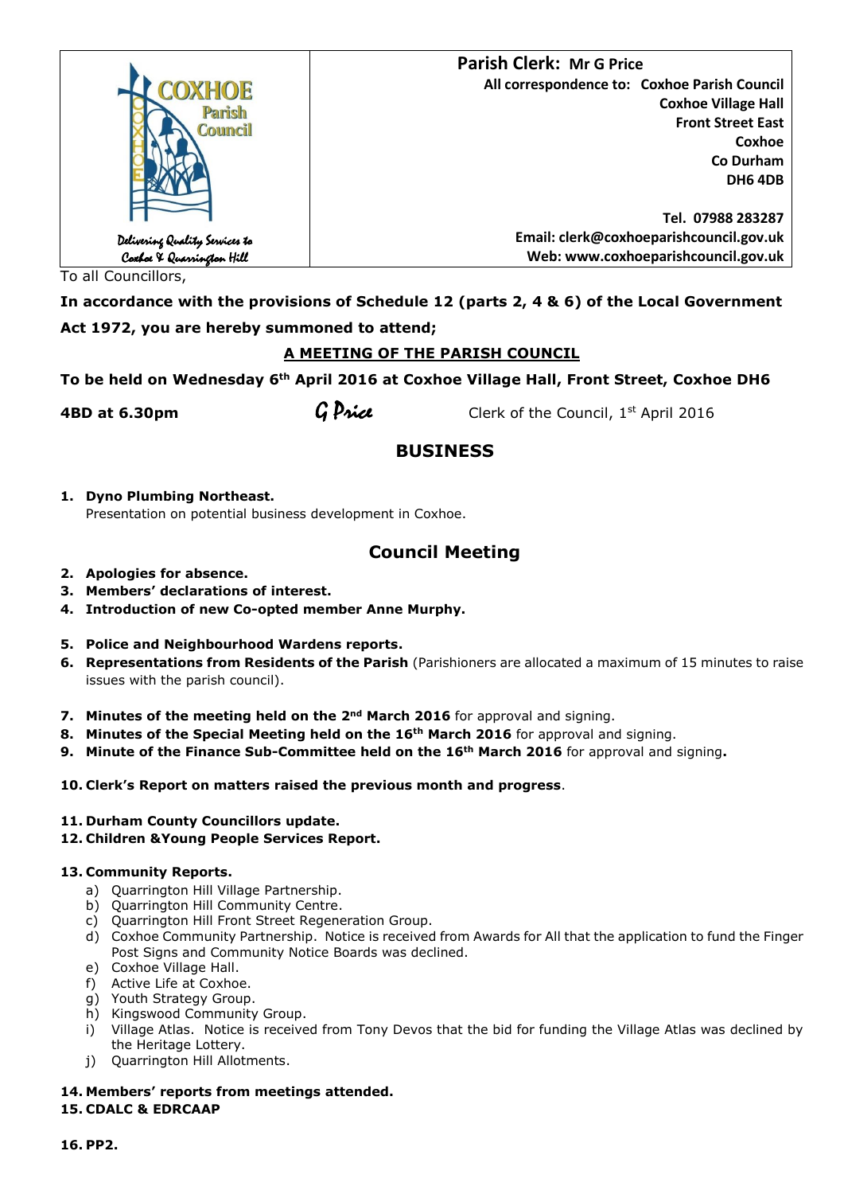| COXHOE Parish Council<br>Delivering Quality Services to Coxhoe & Quarrington Hill | **Parish Clerk: Mr G Price**<br>**All correspondence to: Coxhoe Parish Council**<br>**Coxhoe Village Hall**<br>**Front Street East**<br>**Coxhoe**<br>**Co Durham**<br>**DH6 4DB**<br><br>**Tel. 07988 283287**<br>**Email: clerk@coxhoeparishcouncil.gov.uk**<br>**Web: www.coxhoeparishcouncil.gov.uk** |
|---|---|

To all Councillors,

**In accordance with the provisions of Schedule 12 (parts 2, 4 & 6) of the Local Government Act 1972, you are hereby summoned to attend;**

**A MEETING OF THE PARISH COUNCIL**

**To be held on Wednesday 6th April 2016 at Coxhoe Village Hall, Front Street, Coxhoe DH6 4BD at 6.30pm**

*G Price* Clerk of the Council, 1st April 2016

## BUSINESS

1. **Dyno Plumbing Northeast.**
   Presentation on potential business development in Coxhoe.

## Council Meeting

2. **Apologies for absence.**
3. **Members' declarations of interest.**
4. **Introduction of new Co-opted member Anne Murphy.**
5. **Police and Neighbourhood Wardens reports.**
6. **Representations from Residents of the Parish** (Parishioners are allocated a maximum of 15 minutes to raise issues with the parish council).
7. **Minutes of the meeting held on the 2nd March 2016** for approval and signing.
8. **Minutes of the Special Meeting held on the 16th March 2016** for approval and signing.
9. **Minute of the Finance Sub-Committee held on the 16th March 2016** for approval and signing**.**
10. **Clerk's Report on matters raised the previous month and progress**.
11. **Durham County Councillors update.**
12. **Children &Young People Services Report.**
13. **Community Reports.**
    a) Quarrington Hill Village Partnership.
    b) Quarrington Hill Community Centre.
    c) Quarrington Hill Front Street Regeneration Group.
    d) Coxhoe Community Partnership. Notice is received from Awards for All that the application to fund the Finger Post Signs and Community Notice Boards was declined.
    e) Coxhoe Village Hall.
    f) Active Life at Coxhoe.
    g) Youth Strategy Group.
    h) Kingswood Community Group.
    i) Village Atlas. Notice is received from Tony Devos that the bid for funding the Village Atlas was declined by the Heritage Lottery.
    j) Quarrington Hill Allotments.
14. **Members' reports from meetings attended.**
15. **CDALC & EDRCAAP**
16. **PP2.**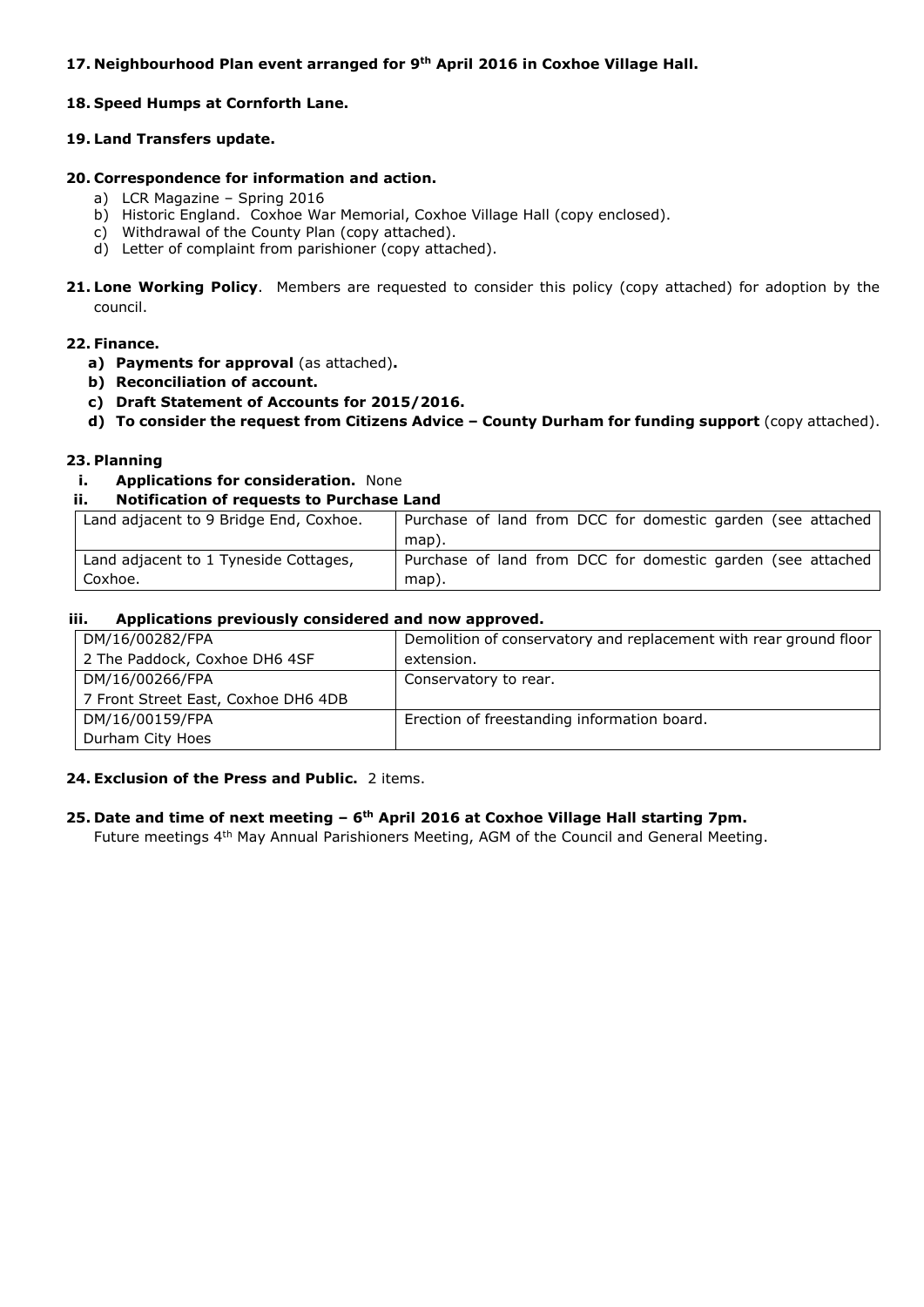**17. Neighbourhood Plan event arranged for 9th April 2016 in Coxhoe Village Hall.**

**18. Speed Humps at Cornforth Lane.**

**19. Land Transfers update.**

**20. Correspondence for information and action.**

a) LCR Magazine – Spring 2016
b) Historic England. Coxhoe War Memorial, Coxhoe Village Hall (copy enclosed).
c) Withdrawal of the County Plan (copy attached).
d) Letter of complaint from parishioner (copy attached).

**21. Lone Working Policy**. Members are requested to consider this policy (copy attached) for adoption by the council.

**22. Finance.**

**a) Payments for approval** (as attached)**.**
**b) Reconciliation of account.**
**c) Draft Statement of Accounts for 2015/2016.**
**d) To consider the request from Citizens Advice – County Durham for funding support** (copy attached).

**23. Planning**

**i. Applications for consideration.** None

**ii. Notification of requests to Purchase Land**

| | |
|---|---|
| Land adjacent to 9 Bridge End, Coxhoe. | Purchase of land from DCC for domestic garden (see attached map). |
| Land adjacent to 1 Tyneside Cottages, Coxhoe. | Purchase of land from DCC for domestic garden (see attached map). |

**iii. Applications previously considered and now approved.**

| | |
|---|---|
| DM/16/00282/FPA<br>2 The Paddock, Coxhoe DH6 4SF | Demolition of conservatory and replacement with rear ground floor extension. |
| DM/16/00266/FPA<br>7 Front Street East, Coxhoe DH6 4DB | Conservatory to rear. |
| DM/16/00159/FPA<br>Durham City Hoes | Erection of freestanding information board. |

**24. Exclusion of the Press and Public.** 2 items.

**25. Date and time of next meeting – 6th April 2016 at Coxhoe Village Hall starting 7pm.**

Future meetings 4th May Annual Parishioners Meeting, AGM of the Council and General Meeting.